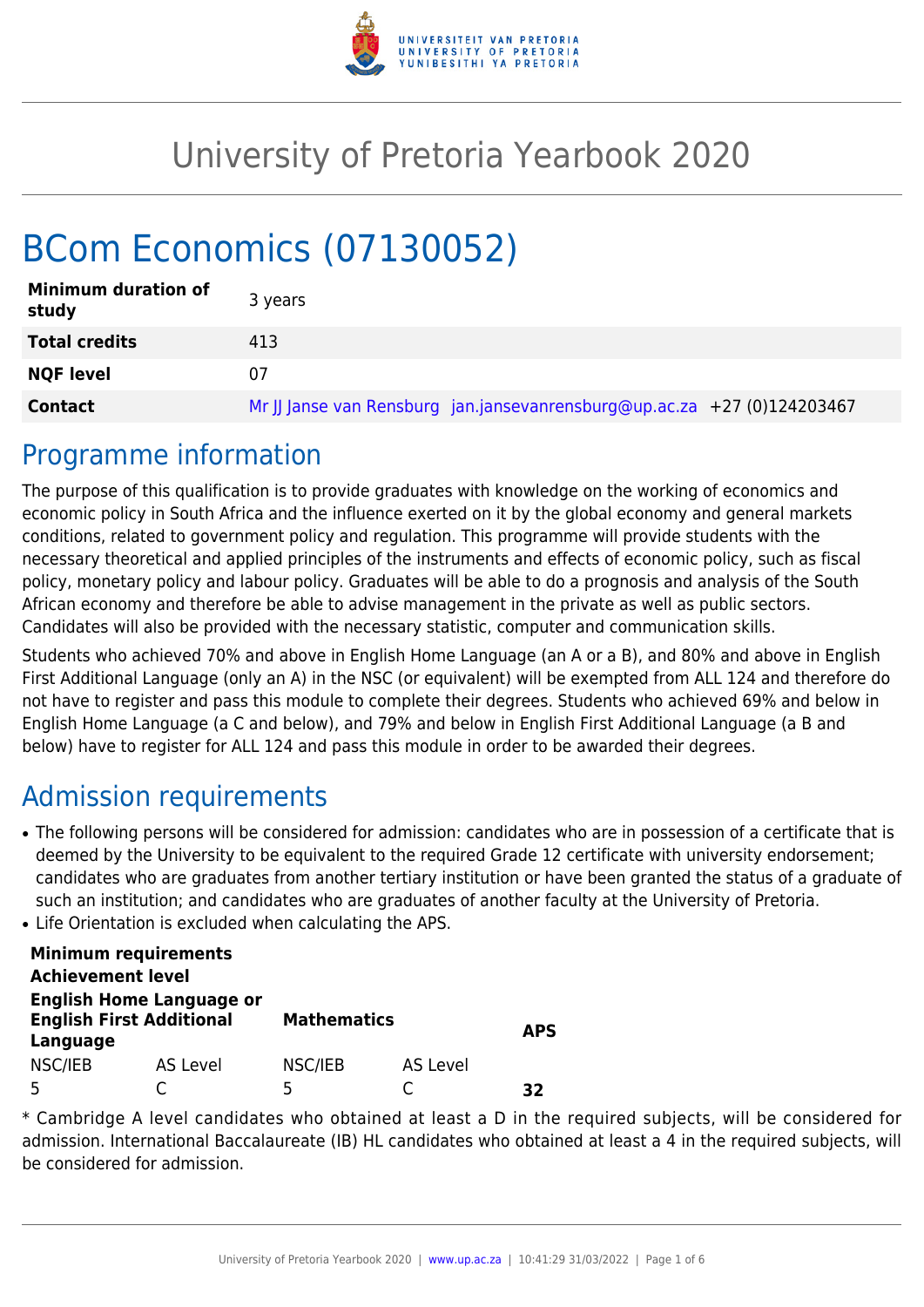# University of Pretoria Yearbook 2020

# BCom Economics (07130052)

| | |
|---|---|
| **Minimum duration of study** | 3 years |
| **Total credits** | 413 |
| **NQF level** | 07 |
| **Contact** | Mr JJ Janse van Rensburg jan.jansevanrensburg@up.ac.za +27 (0)124203467 |

## Programme information

The purpose of this qualification is to provide graduates with knowledge on the working of economics and economic policy in South Africa and the influence exerted on it by the global economy and general markets conditions, related to government policy and regulation. This programme will provide students with the necessary theoretical and applied principles of the instruments and effects of economic policy, such as fiscal policy, monetary policy and labour policy. Graduates will be able to do a prognosis and analysis of the South African economy and therefore be able to advise management in the private as well as public sectors. Candidates will also be provided with the necessary statistic, computer and communication skills.

Students who achieved 70% and above in English Home Language (an A or a B), and 80% and above in English First Additional Language (only an A) in the NSC (or equivalent) will be exempted from ALL 124 and therefore do not have to register and pass this module to complete their degrees. Students who achieved 69% and below in English Home Language (a C and below), and 79% and below in English First Additional Language (a B and below) have to register for ALL 124 and pass this module in order to be awarded their degrees.

## Admission requirements

- The following persons will be considered for admission: candidates who are in possession of a certificate that is deemed by the University to be equivalent to the required Grade 12 certificate with university endorsement; candidates who are graduates from another tertiary institution or have been granted the status of a graduate of such an institution; and candidates who are graduates of another faculty at the University of Pretoria.
- Life Orientation is excluded when calculating the APS.

| **Minimum requirements Achievement level** | | | | |
|---|---|---|---|---|
| **English Home Language or English First Additional Language** | | **Mathematics** | | **APS** |
| NSC/IEB | AS Level | NSC/IEB | AS Level | |
| 5 | C | 5 | C | **32** |

* Cambridge A level candidates who obtained at least a D in the required subjects, will be considered for admission. International Baccalaureate (IB) HL candidates who obtained at least a 4 in the required subjects, will be considered for admission.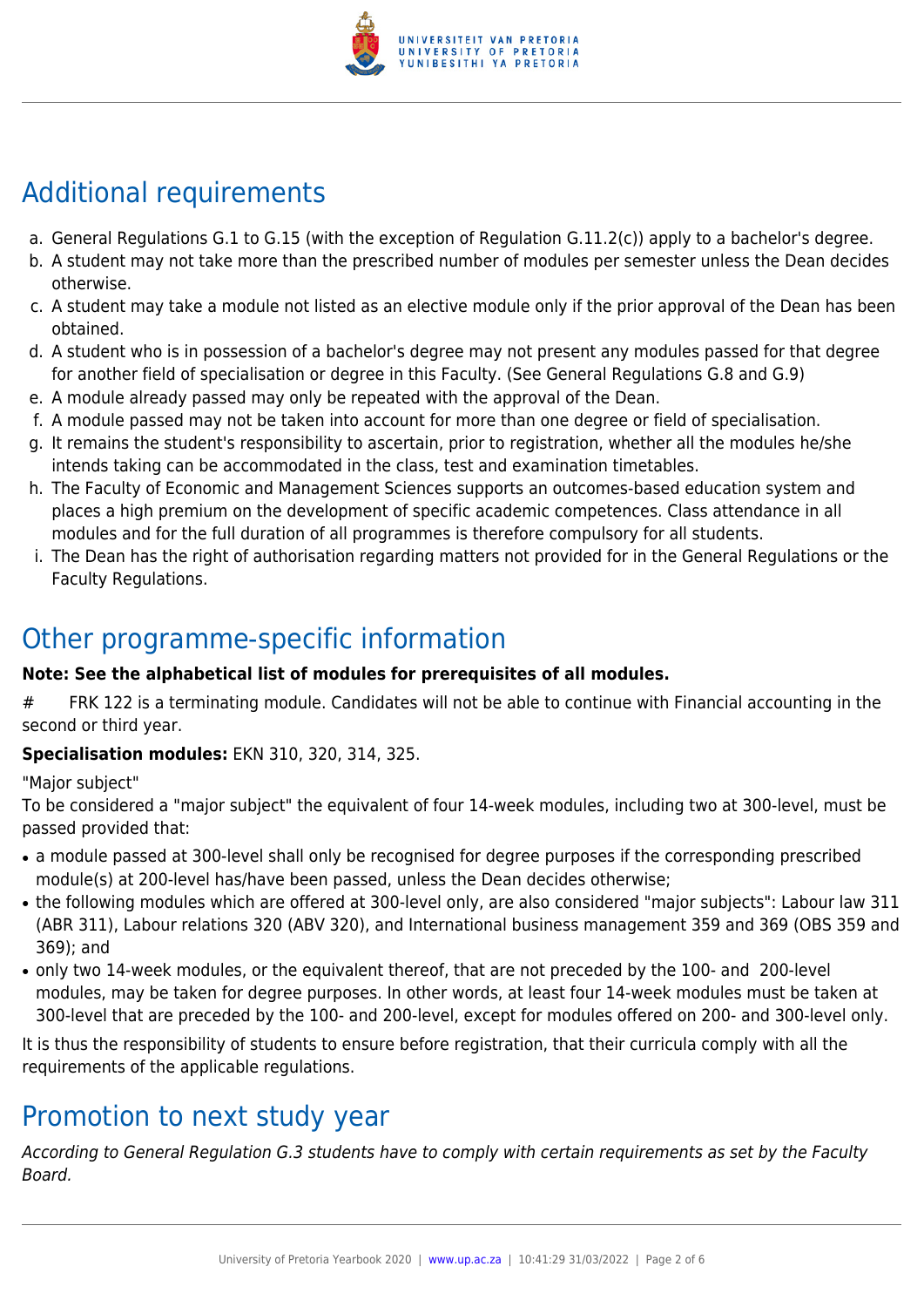## Additional requirements

a. General Regulations G.1 to G.15 (with the exception of Regulation G.11.2(c)) apply to a bachelor's degree.
b. A student may not take more than the prescribed number of modules per semester unless the Dean decides otherwise.
c. A student may take a module not listed as an elective module only if the prior approval of the Dean has been obtained.
d. A student who is in possession of a bachelor's degree may not present any modules passed for that degree for another field of specialisation or degree in this Faculty. (See General Regulations G.8 and G.9)
e. A module already passed may only be repeated with the approval of the Dean.
f. A module passed may not be taken into account for more than one degree or field of specialisation.
g. It remains the student's responsibility to ascertain, prior to registration, whether all the modules he/she intends taking can be accommodated in the class, test and examination timetables.
h. The Faculty of Economic and Management Sciences supports an outcomes-based education system and places a high premium on the development of specific academic competences. Class attendance in all modules and for the full duration of all programmes is therefore compulsory for all students.
i. The Dean has the right of authorisation regarding matters not provided for in the General Regulations or the Faculty Regulations.

## Other programme-specific information

**Note: See the alphabetical list of modules for prerequisites of all modules.**

# FRK 122 is a terminating module. Candidates will not be able to continue with Financial accounting in the second or third year.

**Specialisation modules:** EKN 310, 320, 314, 325.

"Major subject"

To be considered a "major subject" the equivalent of four 14-week modules, including two at 300-level, must be passed provided that:

- a module passed at 300-level shall only be recognised for degree purposes if the corresponding prescribed module(s) at 200-level has/have been passed, unless the Dean decides otherwise;
- the following modules which are offered at 300-level only, are also considered "major subjects": Labour law 311 (ABR 311), Labour relations 320 (ABV 320), and International business management 359 and 369 (OBS 359 and 369); and
- only two 14-week modules, or the equivalent thereof, that are not preceded by the 100- and 200-level modules, may be taken for degree purposes. In other words, at least four 14-week modules must be taken at 300-level that are preceded by the 100- and 200-level, except for modules offered on 200- and 300-level only.

It is thus the responsibility of students to ensure before registration, that their curricula comply with all the requirements of the applicable regulations.

## Promotion to next study year

*According to General Regulation G.3 students have to comply with certain requirements as set by the Faculty Board.*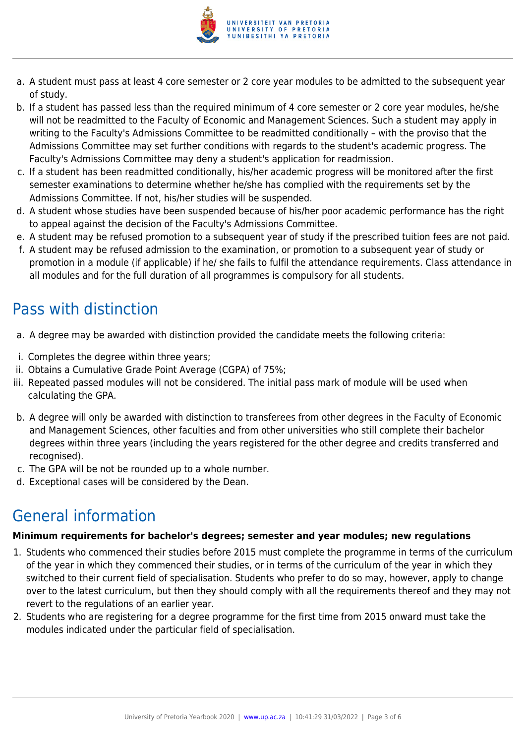a. A student must pass at least 4 core semester or 2 core year modules to be admitted to the subsequent year of study.
b. If a student has passed less than the required minimum of 4 core semester or 2 core year modules, he/she will not be readmitted to the Faculty of Economic and Management Sciences. Such a student may apply in writing to the Faculty's Admissions Committee to be readmitted conditionally – with the proviso that the Admissions Committee may set further conditions with regards to the student's academic progress. The Faculty's Admissions Committee may deny a student's application for readmission.
c. If a student has been readmitted conditionally, his/her academic progress will be monitored after the first semester examinations to determine whether he/she has complied with the requirements set by the Admissions Committee. If not, his/her studies will be suspended.
d. A student whose studies have been suspended because of his/her poor academic performance has the right to appeal against the decision of the Faculty's Admissions Committee.
e. A student may be refused promotion to a subsequent year of study if the prescribed tuition fees are not paid.
f. A student may be refused admission to the examination, or promotion to a subsequent year of study or promotion in a module (if applicable) if he/ she fails to fulfil the attendance requirements. Class attendance in all modules and for the full duration of all programmes is compulsory for all students.

## Pass with distinction

a. A degree may be awarded with distinction provided the candidate meets the following criteria:

i. Completes the degree within three years;
ii. Obtains a Cumulative Grade Point Average (CGPA) of 75%;
iii. Repeated passed modules will not be considered. The initial pass mark of module will be used when calculating the GPA.

b. A degree will only be awarded with distinction to transferees from other degrees in the Faculty of Economic and Management Sciences, other faculties and from other universities who still complete their bachelor degrees within three years (including the years registered for the other degree and credits transferred and recognised).
c. The GPA will be not be rounded up to a whole number.
d. Exceptional cases will be considered by the Dean.

## General information

**Minimum requirements for bachelor's degrees; semester and year modules; new regulations**

1. Students who commenced their studies before 2015 must complete the programme in terms of the curriculum of the year in which they commenced their studies, or in terms of the curriculum of the year in which they switched to their current field of specialisation. Students who prefer to do so may, however, apply to change over to the latest curriculum, but then they should comply with all the requirements thereof and they may not revert to the regulations of an earlier year.
2. Students who are registering for a degree programme for the first time from 2015 onward must take the modules indicated under the particular field of specialisation.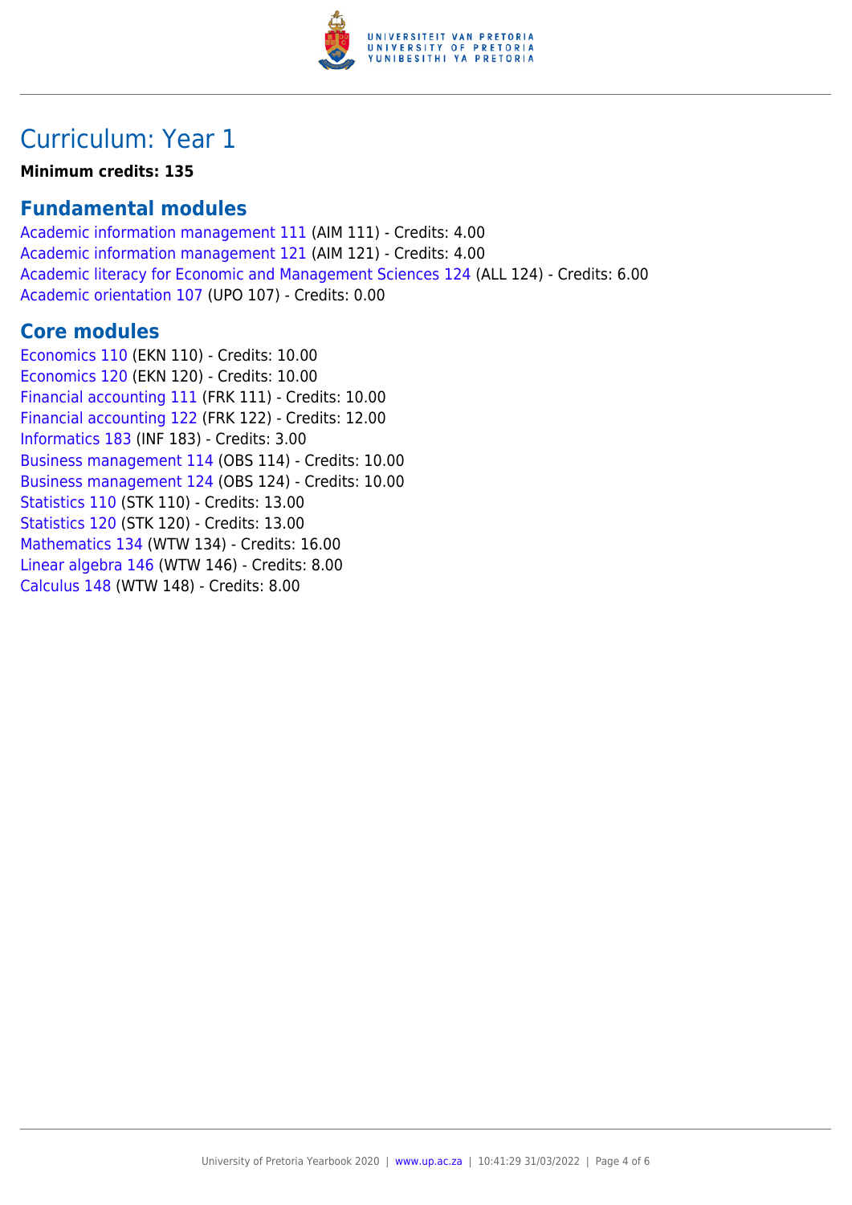# Curriculum: Year 1

**Minimum credits: 135**

## Fundamental modules

Academic information management 111 (AIM 111) - Credits: 4.00
Academic information management 121 (AIM 121) - Credits: 4.00
Academic literacy for Economic and Management Sciences 124 (ALL 124) - Credits: 6.00
Academic orientation 107 (UPO 107) - Credits: 0.00

## Core modules

Economics 110 (EKN 110) - Credits: 10.00
Economics 120 (EKN 120) - Credits: 10.00
Financial accounting 111 (FRK 111) - Credits: 10.00
Financial accounting 122 (FRK 122) - Credits: 12.00
Informatics 183 (INF 183) - Credits: 3.00
Business management 114 (OBS 114) - Credits: 10.00
Business management 124 (OBS 124) - Credits: 10.00
Statistics 110 (STK 110) - Credits: 13.00
Statistics 120 (STK 120) - Credits: 13.00
Mathematics 134 (WTW 134) - Credits: 16.00
Linear algebra 146 (WTW 146) - Credits: 8.00
Calculus 148 (WTW 148) - Credits: 8.00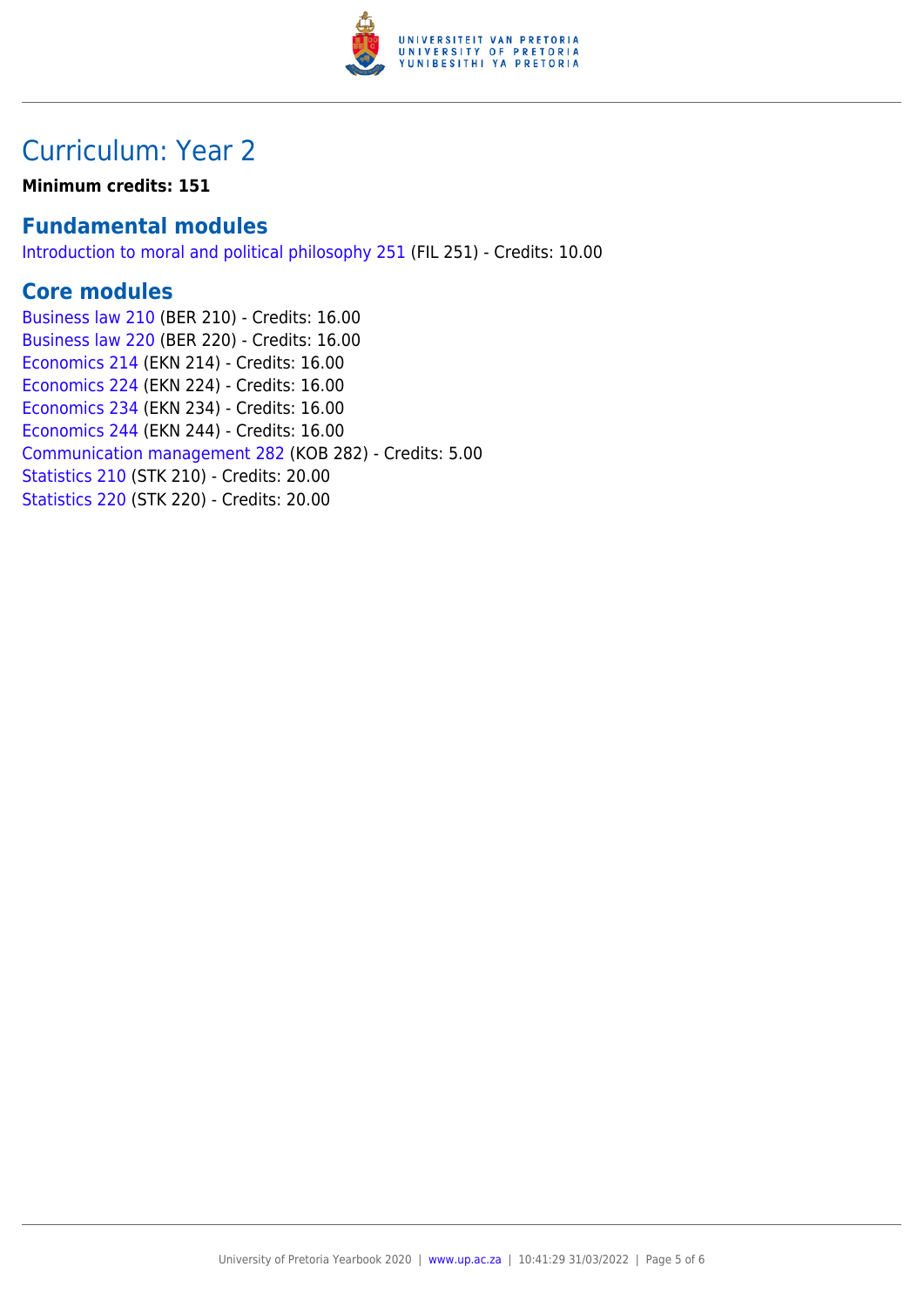# Curriculum: Year 2

**Minimum credits: 151**

## Fundamental modules

Introduction to moral and political philosophy 251 (FIL 251) - Credits: 10.00

## Core modules

Business law 210 (BER 210) - Credits: 16.00
Business law 220 (BER 220) - Credits: 16.00
Economics 214 (EKN 214) - Credits: 16.00
Economics 224 (EKN 224) - Credits: 16.00
Economics 234 (EKN 234) - Credits: 16.00
Economics 244 (EKN 244) - Credits: 16.00
Communication management 282 (KOB 282) - Credits: 5.00
Statistics 210 (STK 210) - Credits: 20.00
Statistics 220 (STK 220) - Credits: 20.00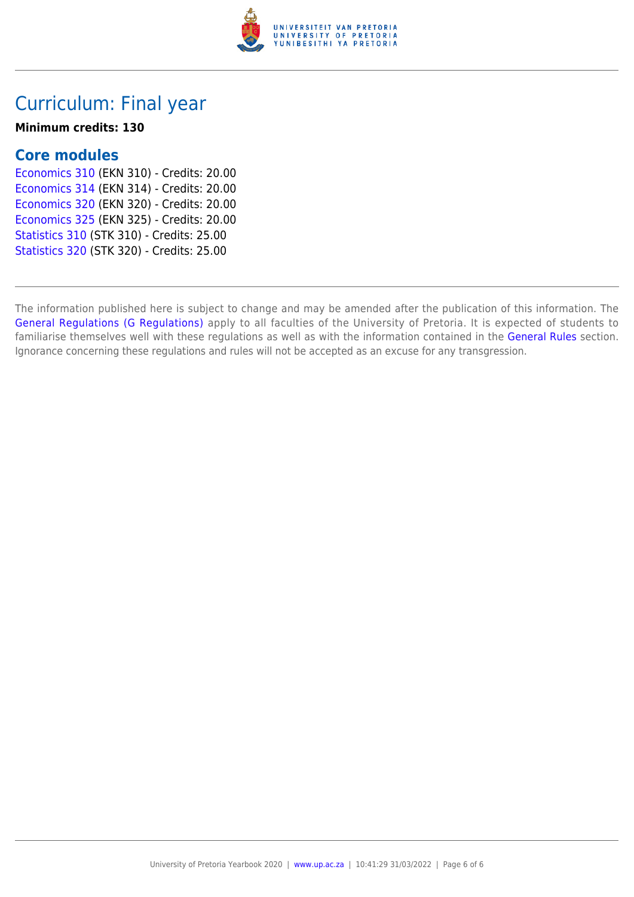## Curriculum: Final year

**Minimum credits: 130**

### Core modules

Economics 310 (EKN 310) - Credits: 20.00
Economics 314 (EKN 314) - Credits: 20.00
Economics 320 (EKN 320) - Credits: 20.00
Economics 325 (EKN 325) - Credits: 20.00
Statistics 310 (STK 310) - Credits: 25.00
Statistics 320 (STK 320) - Credits: 25.00

The information published here is subject to change and may be amended after the publication of this information. The General Regulations (G Regulations) apply to all faculties of the University of Pretoria. It is expected of students to familiarise themselves well with these regulations as well as with the information contained in the General Rules section. Ignorance concerning these regulations and rules will not be accepted as an excuse for any transgression.